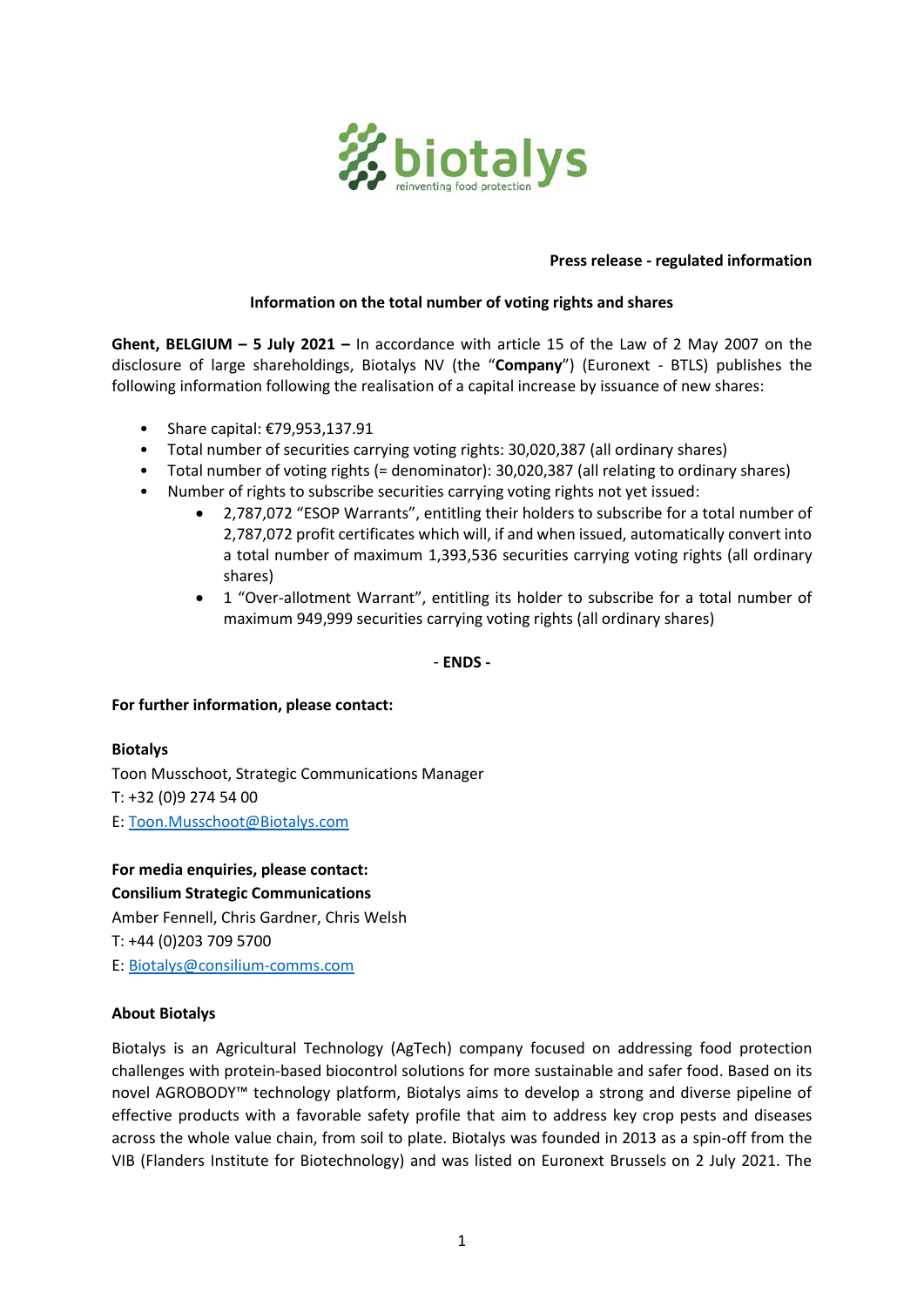**Press release - regulated information**

**Information on the total number of voting rights and shares**

**Ghent, BELGIUM – 5 July 2021 –** In accordance with article 15 of the Law of 2 May 2007 on the disclosure of large shareholdings, Biotalys NV (the "**Company**") (Euronext - BTLS) publishes the following information following the realisation of a capital increase by issuance of new shares:

- Share capital: €79,953,137.91
- Total number of securities carrying voting rights: 30,020,387 (all ordinary shares)
- Total number of voting rights (= denominator): 30,020,387 (all relating to ordinary shares)
- Number of rights to subscribe securities carrying voting rights not yet issued:
  - 2,787,072 "ESOP Warrants", entitling their holders to subscribe for a total number of 2,787,072 profit certificates which will, if and when issued, automatically convert into a total number of maximum 1,393,536 securities carrying voting rights (all ordinary shares)
  - 1 "Over-allotment Warrant", entitling its holder to subscribe for a total number of maximum 949,999 securities carrying voting rights (all ordinary shares)

\- **ENDS** -

**For further information, please contact:**

**Biotalys**
Toon Musschoot, Strategic Communications Manager
T: +32 (0)9 274 54 00
E: Toon.Musschoot@Biotalys.com

**For media enquiries, please contact:**
**Consilium Strategic Communications**
Amber Fennell, Chris Gardner, Chris Welsh
T: +44 (0)203 709 5700
E: Biotalys@consilium-comms.com

**About Biotalys**

Biotalys is an Agricultural Technology (AgTech) company focused on addressing food protection challenges with protein-based biocontrol solutions for more sustainable and safer food. Based on its novel AGROBODY™ technology platform, Biotalys aims to develop a strong and diverse pipeline of effective products with a favorable safety profile that aim to address key crop pests and diseases across the whole value chain, from soil to plate. Biotalys was founded in 2013 as a spin-off from the VIB (Flanders Institute for Biotechnology) and was listed on Euronext Brussels on 2 July 2021. The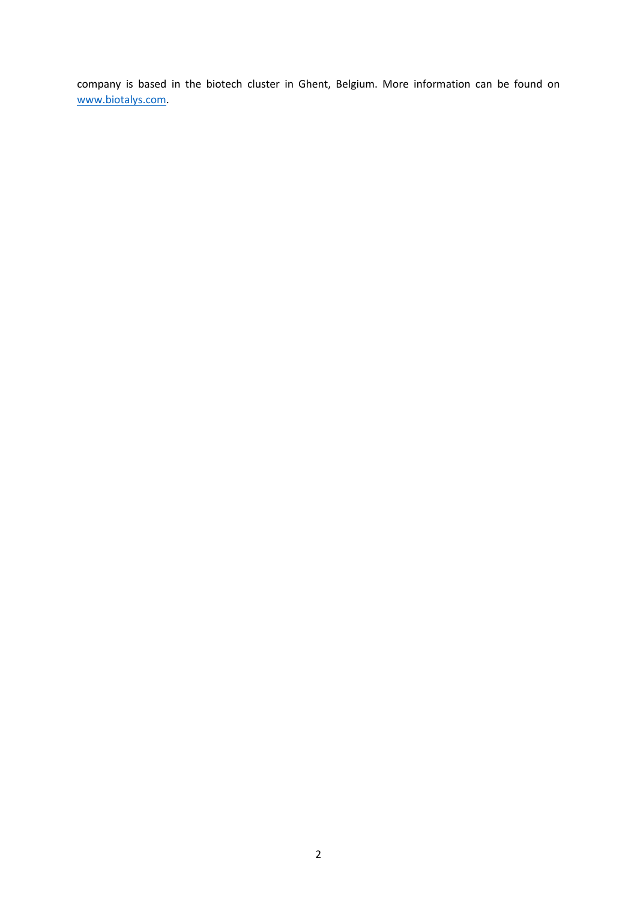company is based in the biotech cluster in Ghent, Belgium. More information can be found on www.biotalys.com.